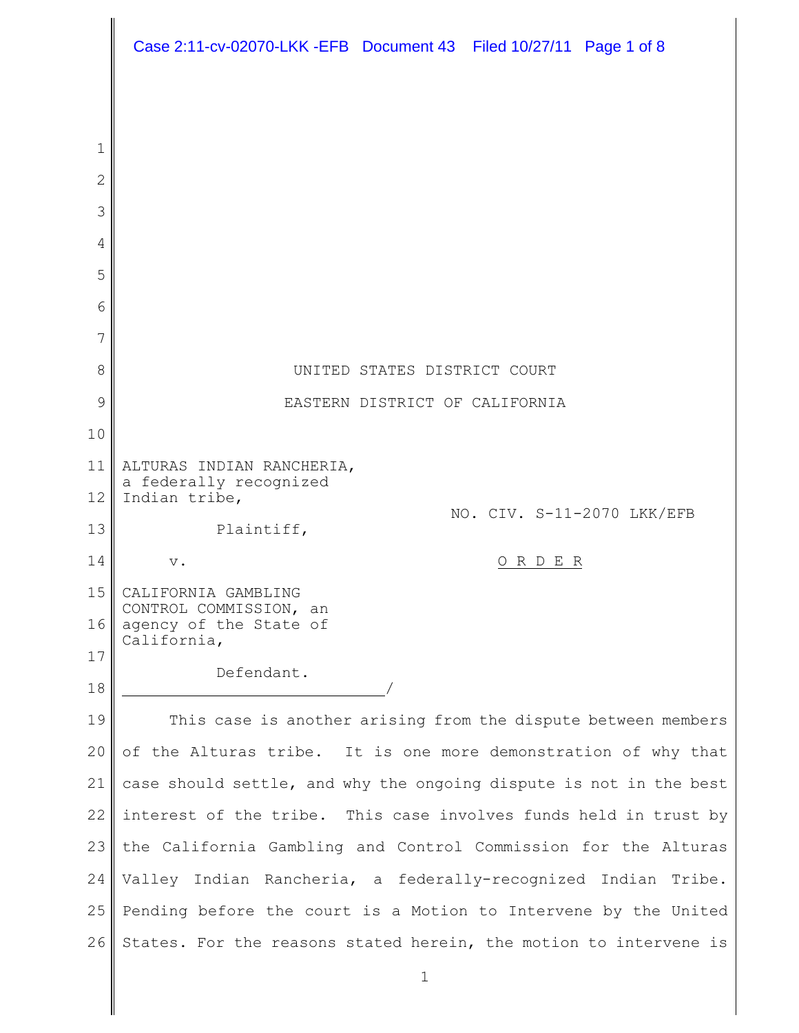UNITED STATES DISTRICT COURT

EASTERN DISTRICT OF CALIFORNIA

ALTURAS INDIAN RANCHERIA, a federally recognized Indian tribe,

Plaintiff,

v.

CALIFORNIA GAMBLING CONTROL COMMISSION, an agency of the State of California,

Defendant.

NO. CIV. S-11-2070 LKK/EFB

O R D E R

This case is another arising from the dispute between members of the Alturas tribe. It is one more demonstration of why that case should settle, and why the ongoing dispute is not in the best interest of the tribe. This case involves funds held in trust by the California Gambling and Control Commission for the Alturas Valley Indian Rancheria, a federally-recognized Indian Tribe. Pending before the court is a Motion to Intervene by the United States. For the reasons stated herein, the motion to intervene is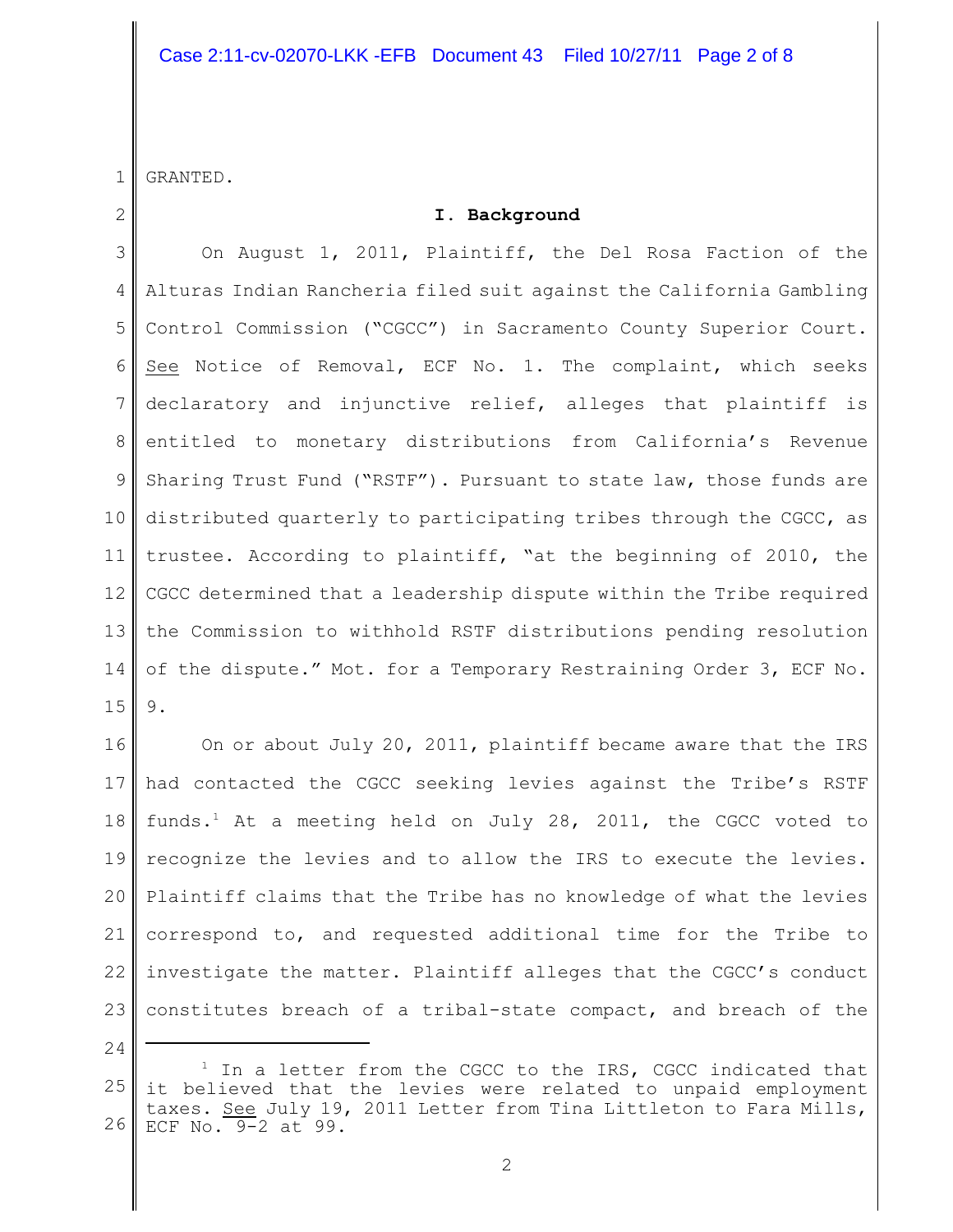GRANTED.

## I. Background

On August 1, 2011, Plaintiff, the Del Rosa Faction of the Alturas Indian Rancheria filed suit against the California Gambling Control Commission ("CGCC") in Sacramento County Superior Court. See Notice of Removal, ECF No. 1. The complaint, which seeks declaratory and injunctive relief, alleges that plaintiff is entitled to monetary distributions from California's Revenue Sharing Trust Fund ("RSTF"). Pursuant to state law, those funds are distributed quarterly to participating tribes through the CGCC, as trustee. According to plaintiff, "at the beginning of 2010, the CGCC determined that a leadership dispute within the Tribe required the Commission to withhold RSTF distributions pending resolution of the dispute." Mot. for a Temporary Restraining Order 3, ECF No. 9.

On or about July 20, 2011, plaintiff became aware that the IRS had contacted the CGCC seeking levies against the Tribe's RSTF funds.[1] At a meeting held on July 28, 2011, the CGCC voted to recognize the levies and to allow the IRS to execute the levies. Plaintiff claims that the Tribe has no knowledge of what the levies correspond to, and requested additional time for the Tribe to investigate the matter. Plaintiff alleges that the CGCC's conduct constitutes breach of a tribal-state compact, and breach of the

---

[1] In a letter from the CGCC to the IRS, CGCC indicated that it believed that the levies were related to unpaid employment taxes. See July 19, 2011 Letter from Tina Littleton to Fara Mills, ECF No. 9-2 at 99.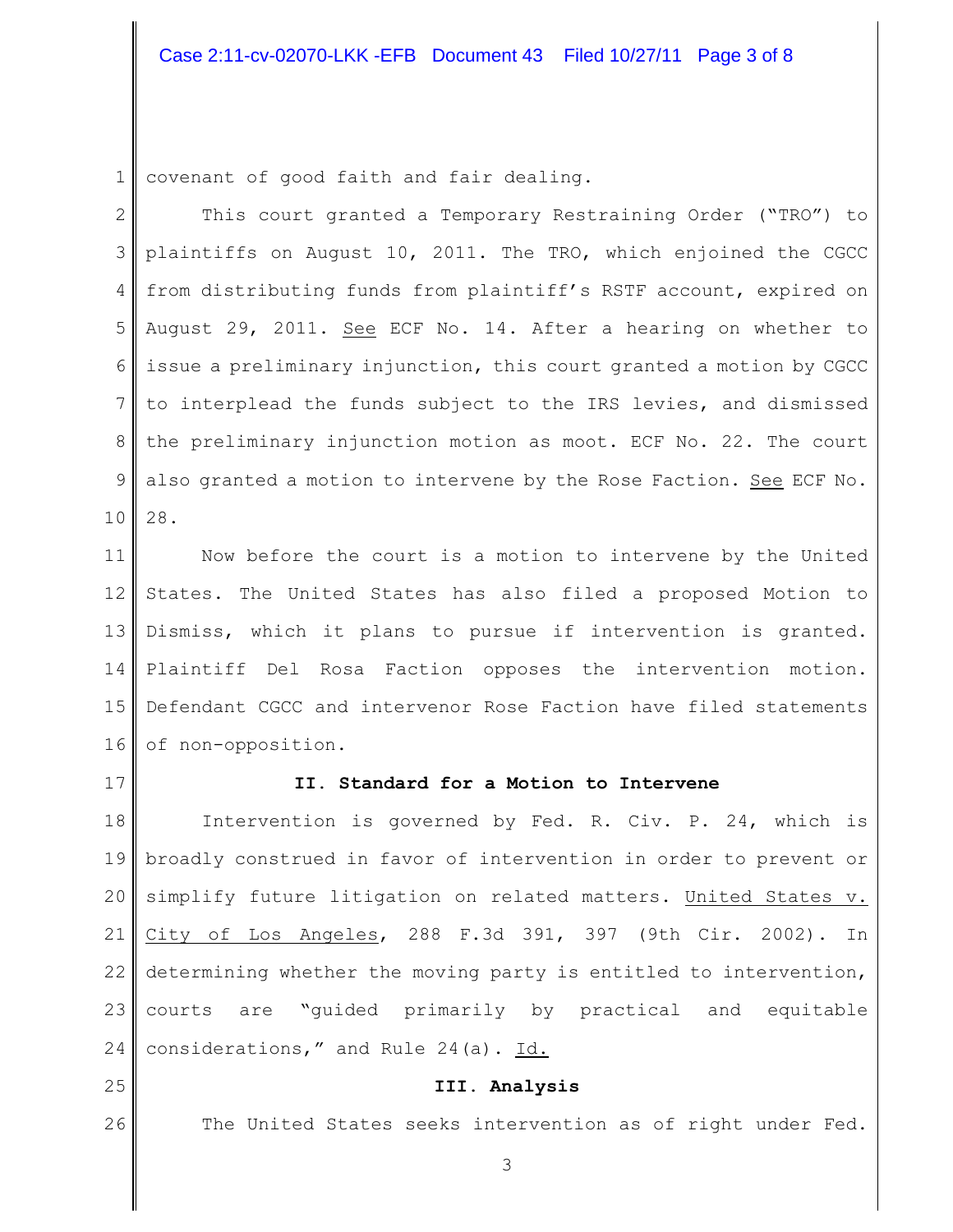covenant of good faith and fair dealing.

This court granted a Temporary Restraining Order ("TRO") to plaintiffs on August 10, 2011. The TRO, which enjoined the CGCC from distributing funds from plaintiff's RSTF account, expired on August 29, 2011. See ECF No. 14. After a hearing on whether to issue a preliminary injunction, this court granted a motion by CGCC to interplead the funds subject to the IRS levies, and dismissed the preliminary injunction motion as moot. ECF No. 22. The court also granted a motion to intervene by the Rose Faction. See ECF No. 28.

Now before the court is a motion to intervene by the United States. The United States has also filed a proposed Motion to Dismiss, which it plans to pursue if intervention is granted. Plaintiff Del Rosa Faction opposes the intervention motion. Defendant CGCC and intervenor Rose Faction have filed statements of non-opposition.

## II. Standard for a Motion to Intervene

Intervention is governed by Fed. R. Civ. P. 24, which is broadly construed in favor of intervention in order to prevent or simplify future litigation on related matters. United States v. City of Los Angeles, 288 F.3d 391, 397 (9th Cir. 2002). In determining whether the moving party is entitled to intervention, courts are "guided primarily by practical and equitable considerations," and Rule 24(a). Id.

## III. Analysis

The United States seeks intervention as of right under Fed.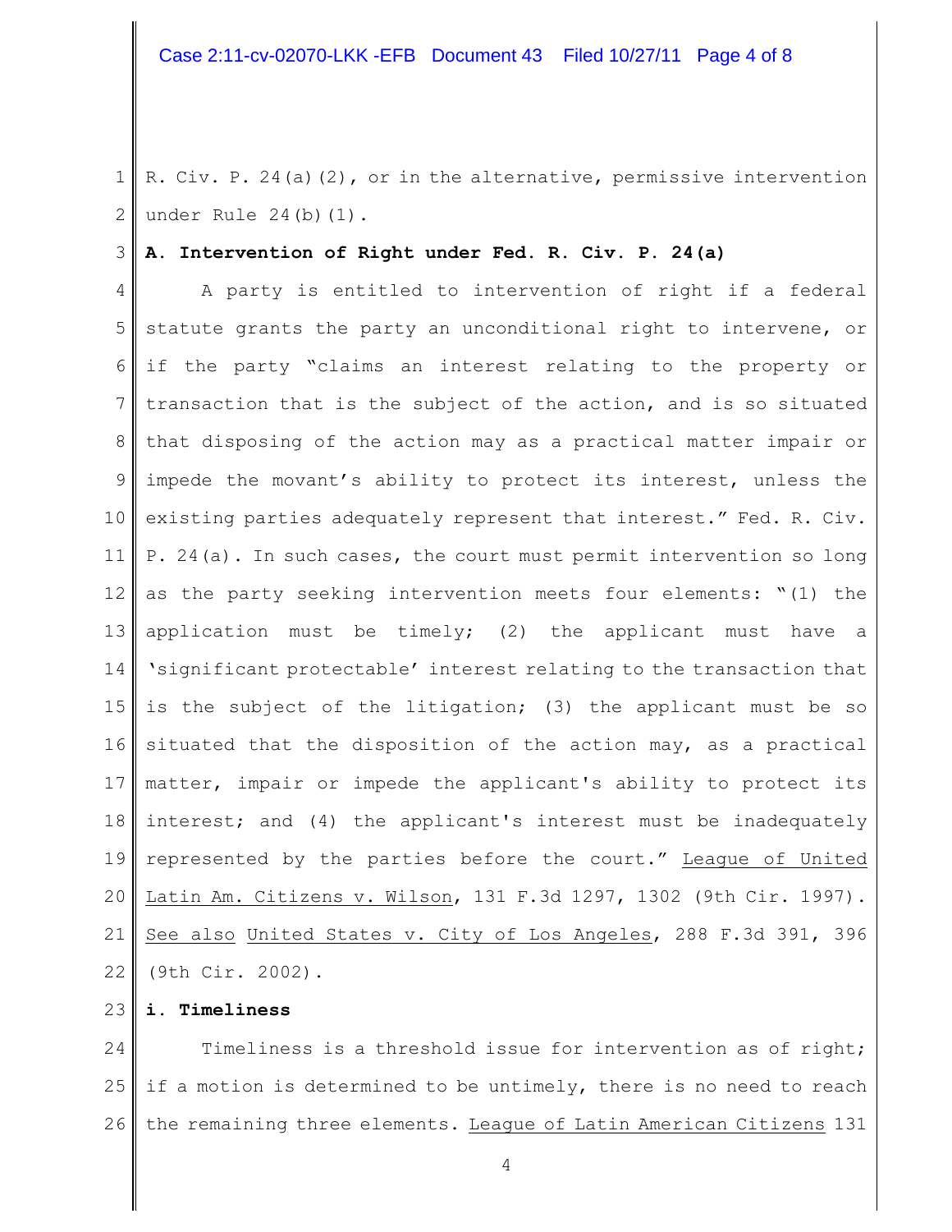R. Civ. P. 24(a)(2), or in the alternative, permissive intervention under Rule 24(b)(1).

**A. Intervention of Right under Fed. R. Civ. P. 24(a)**

A party is entitled to intervention of right if a federal statute grants the party an unconditional right to intervene, or if the party "claims an interest relating to the property or transaction that is the subject of the action, and is so situated that disposing of the action may as a practical matter impair or impede the movant's ability to protect its interest, unless the existing parties adequately represent that interest." Fed. R. Civ. P. 24(a). In such cases, the court must permit intervention so long as the party seeking intervention meets four elements: "(1) the application must be timely; (2) the applicant must have a 'significant protectable' interest relating to the transaction that is the subject of the litigation; (3) the applicant must be so situated that the disposition of the action may, as a practical matter, impair or impede the applicant's ability to protect its interest; and (4) the applicant's interest must be inadequately represented by the parties before the court." League of United Latin Am. Citizens v. Wilson, 131 F.3d 1297, 1302 (9th Cir. 1997). See also United States v. City of Los Angeles, 288 F.3d 391, 396 (9th Cir. 2002).

**i. Timeliness**

Timeliness is a threshold issue for intervention as of right; if a motion is determined to be untimely, there is no need to reach the remaining three elements. League of Latin American Citizens 131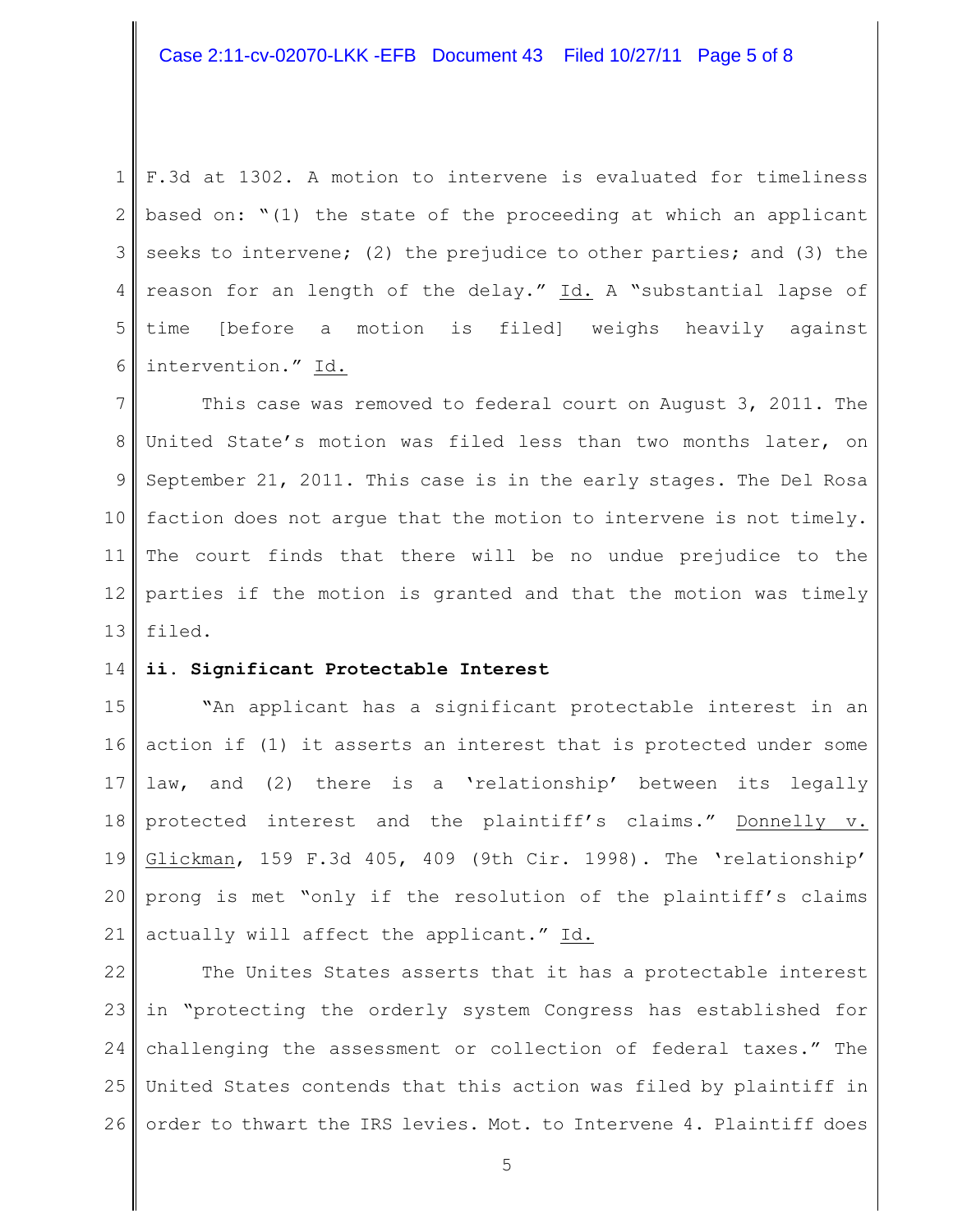F.3d at 1302. A motion to intervene is evaluated for timeliness based on: "(1) the state of the proceeding at which an applicant seeks to intervene; (2) the prejudice to other parties; and (3) the reason for an length of the delay." Id. A "substantial lapse of time [before a motion is filed] weighs heavily against intervention." Id.

This case was removed to federal court on August 3, 2011. The United State's motion was filed less than two months later, on September 21, 2011. This case is in the early stages. The Del Rosa faction does not argue that the motion to intervene is not timely. The court finds that there will be no undue prejudice to the parties if the motion is granted and that the motion was timely filed.

**ii. Significant Protectable Interest**

"An applicant has a significant protectable interest in an action if (1) it asserts an interest that is protected under some law, and (2) there is a 'relationship' between its legally protected interest and the plaintiff's claims." Donnelly v. Glickman, 159 F.3d 405, 409 (9th Cir. 1998). The 'relationship' prong is met "only if the resolution of the plaintiff's claims actually will affect the applicant." Id.

The Unites States asserts that it has a protectable interest in "protecting the orderly system Congress has established for challenging the assessment or collection of federal taxes." The United States contends that this action was filed by plaintiff in order to thwart the IRS levies. Mot. to Intervene 4. Plaintiff does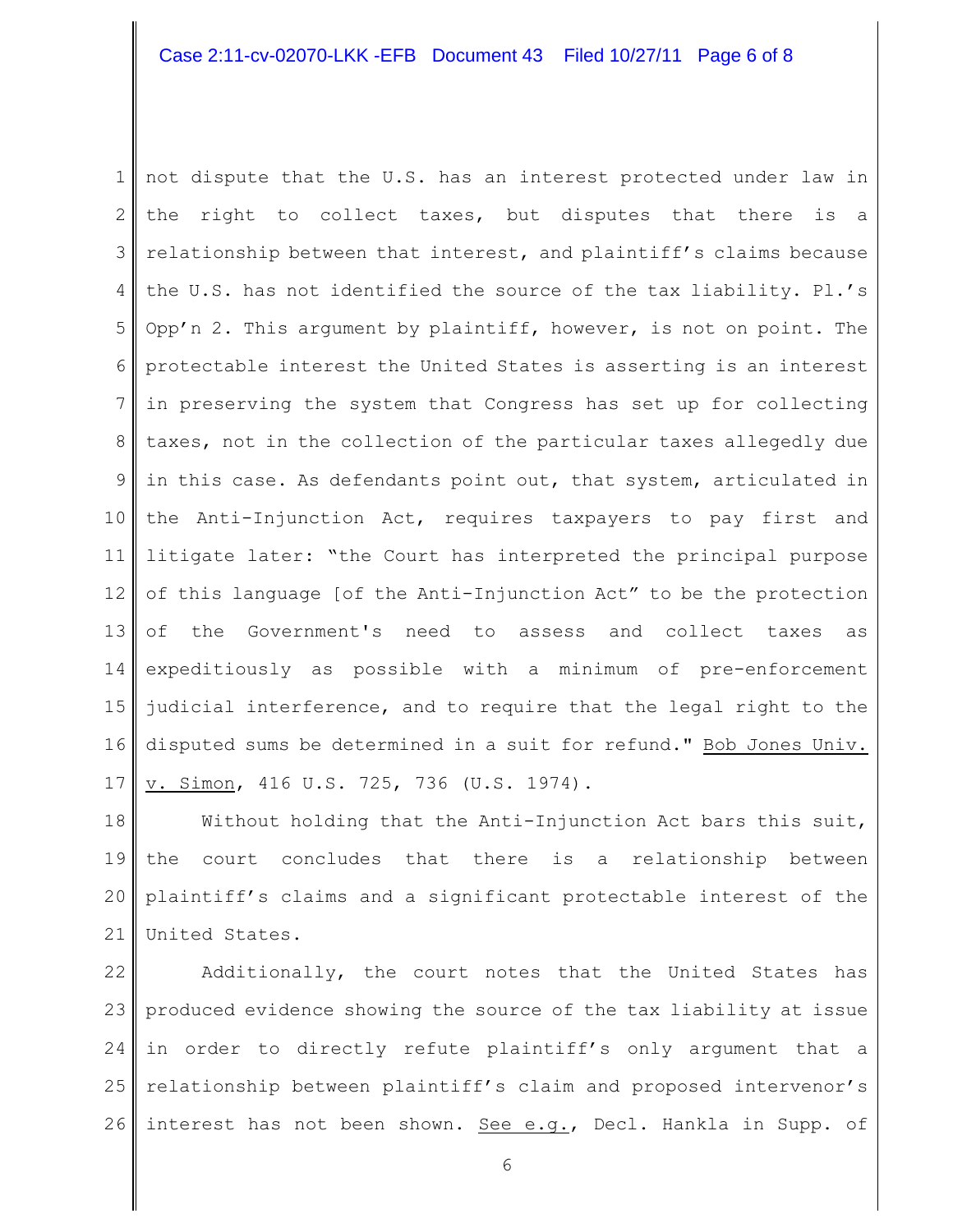not dispute that the U.S. has an interest protected under law in the right to collect taxes, but disputes that there is a relationship between that interest, and plaintiff's claims because the U.S. has not identified the source of the tax liability. Pl.'s Opp'n 2. This argument by plaintiff, however, is not on point. The protectable interest the United States is asserting is an interest in preserving the system that Congress has set up for collecting taxes, not in the collection of the particular taxes allegedly due in this case. As defendants point out, that system, articulated in the Anti-Injunction Act, requires taxpayers to pay first and litigate later: "the Court has interpreted the principal purpose of this language [of the Anti-Injunction Act" to be the protection of the Government's need to assess and collect taxes as expeditiously as possible with a minimum of pre-enforcement judicial interference, and to require that the legal right to the disputed sums be determined in a suit for refund." Bob Jones Univ. v. Simon, 416 U.S. 725, 736 (U.S. 1974).

Without holding that the Anti-Injunction Act bars this suit, the court concludes that there is a relationship between plaintiff's claims and a significant protectable interest of the United States.

Additionally, the court notes that the United States has produced evidence showing the source of the tax liability at issue in order to directly refute plaintiff's only argument that a relationship between plaintiff's claim and proposed intervenor's interest has not been shown. See e.g., Decl. Hankla in Supp. of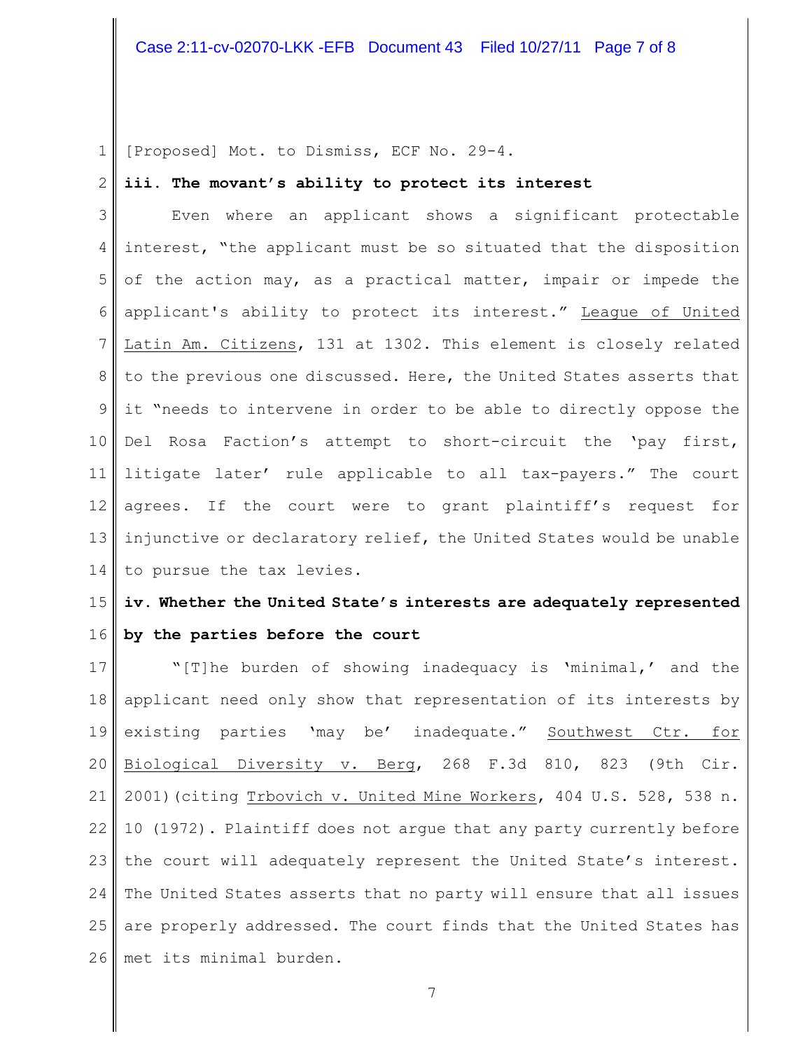[Proposed] Mot. to Dismiss, ECF No. 29-4.

**iii. The movant's ability to protect its interest**

Even where an applicant shows a significant protectable interest, "the applicant must be so situated that the disposition of the action may, as a practical matter, impair or impede the applicant's ability to protect its interest." League of United Latin Am. Citizens, 131 at 1302. This element is closely related to the previous one discussed. Here, the United States asserts that it "needs to intervene in order to be able to directly oppose the Del Rosa Faction's attempt to short-circuit the 'pay first, litigate later' rule applicable to all tax-payers." The court agrees. If the court were to grant plaintiff's request for injunctive or declaratory relief, the United States would be unable to pursue the tax levies.

**iv. Whether the United State's interests are adequately represented by the parties before the court**

"[T]he burden of showing inadequacy is 'minimal,' and the applicant need only show that representation of its interests by existing parties 'may be' inadequate." Southwest Ctr. for Biological Diversity v. Berg, 268 F.3d 810, 823 (9th Cir. 2001)(citing Trbovich v. United Mine Workers, 404 U.S. 528, 538 n. 10 (1972). Plaintiff does not argue that any party currently before the court will adequately represent the United State's interest. The United States asserts that no party will ensure that all issues are properly addressed. The court finds that the United States has met its minimal burden.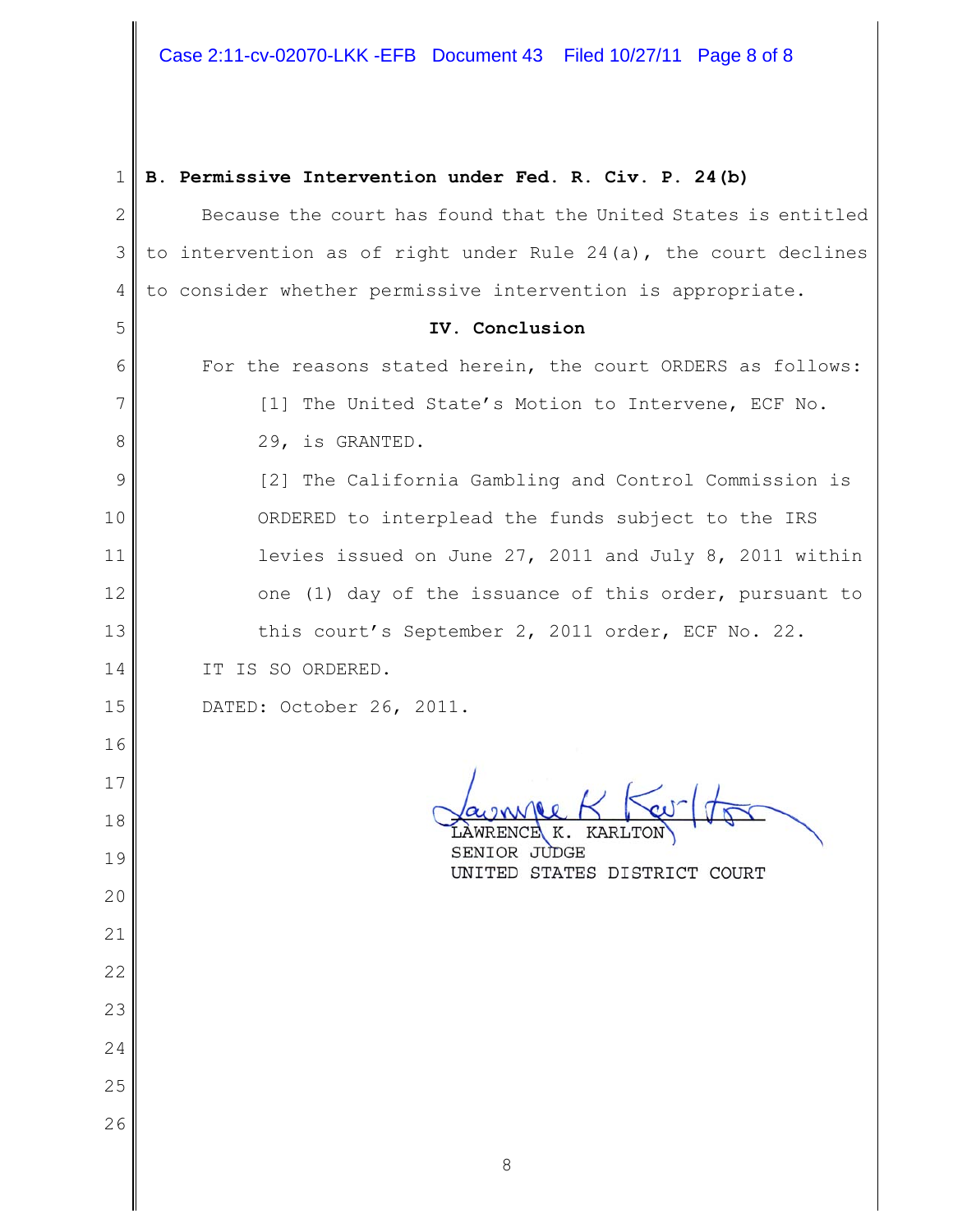**B. Permissive Intervention under Fed. R. Civ. P. 24(b)**

Because the court has found that the United States is entitled to intervention as of right under Rule 24(a), the court declines to consider whether permissive intervention is appropriate.

## IV. Conclusion

For the reasons stated herein, the court ORDERS as follows:

[1] The United State's Motion to Intervene, ECF No. 29, is GRANTED.

[2] The California Gambling and Control Commission is ORDERED to interplead the funds subject to the IRS levies issued on June 27, 2011 and July 8, 2011 within one (1) day of the issuance of this order, pursuant to this court's September 2, 2011 order, ECF No. 22.

IT IS SO ORDERED.

DATED: October 26, 2011.

LAWRENCE K. KARLTON
SENIOR JUDGE
UNITED STATES DISTRICT COURT